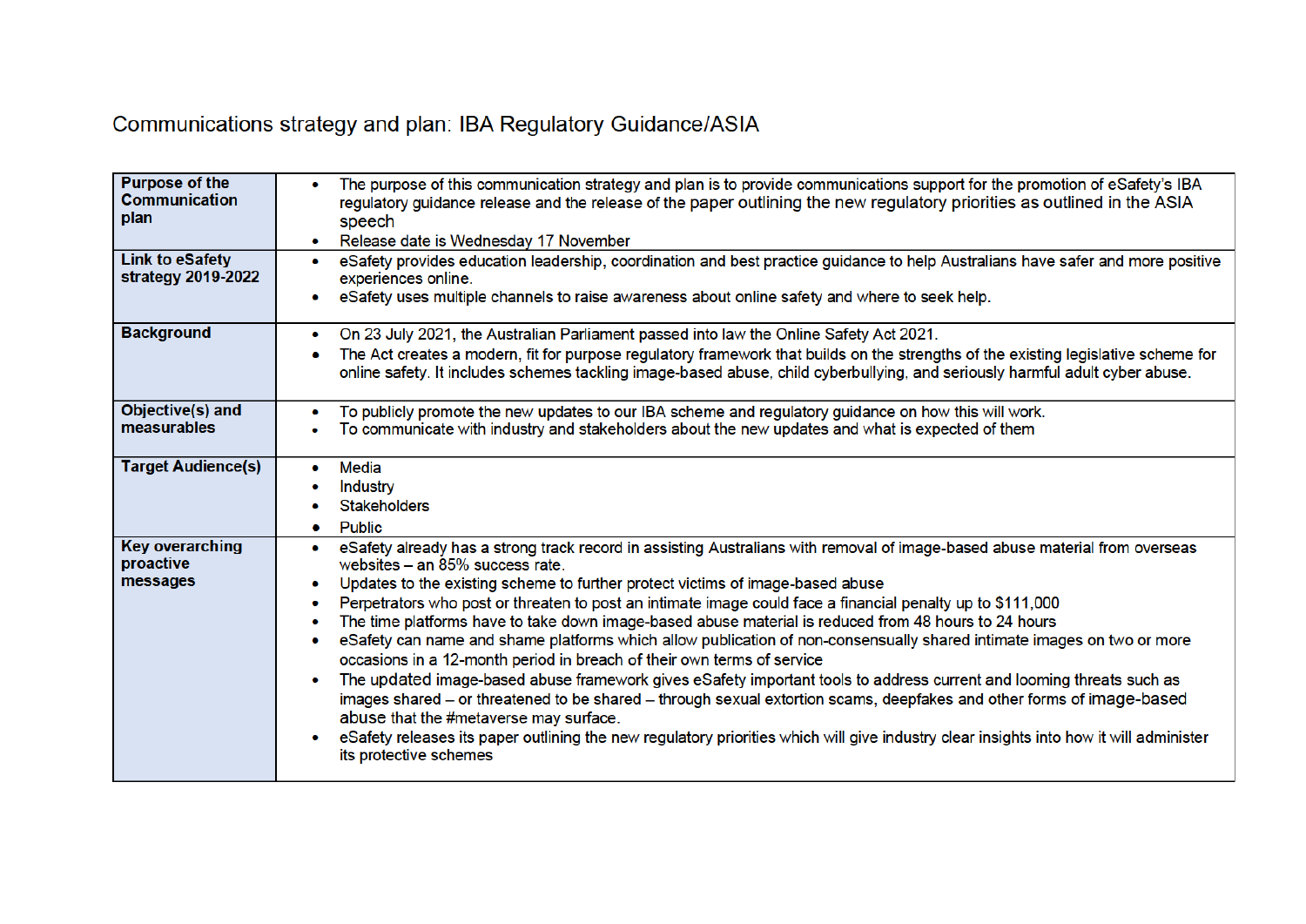# Communications strategy and plan: IBA Regulatory Guidance/ASIA

| | |
|---|---|
| **Purpose of the Communication plan** | • The purpose of this communication strategy and plan is to provide communications support for the promotion of eSafety's IBA regulatory guidance release and the release of the paper outlining the new regulatory priorities as outlined in the ASIA speech<br>• Release date is Wednesday 17 November |
| **Link to eSafety strategy 2019-2022** | • eSafety provides education leadership, coordination and best practice guidance to help Australians have safer and more positive experiences online.<br>• eSafety uses multiple channels to raise awareness about online safety and where to seek help. |
| **Background** | • On 23 July 2021, the Australian Parliament passed into law the Online Safety Act 2021.<br>• The Act creates a modern, fit for purpose regulatory framework that builds on the strengths of the existing legislative scheme for online safety. It includes schemes tackling image-based abuse, child cyberbullying, and seriously harmful adult cyber abuse. |
| **Objective(s) and measurables** | • To publicly promote the new updates to our IBA scheme and regulatory guidance on how this will work.<br>• To communicate with industry and stakeholders about the new updates and what is expected of them |
| **Target Audience(s)** | • Media<br>• Industry<br>• Stakeholders<br>• Public |
| **Key overarching proactive messages** | • eSafety already has a strong track record in assisting Australians with removal of image-based abuse material from overseas websites – an 85% success rate.<br>• Updates to the existing scheme to further protect victims of image-based abuse<br>• Perpetrators who post or threaten to post an intimate image could face a financial penalty up to $111,000<br>• The time platforms have to take down image-based abuse material is reduced from 48 hours to 24 hours<br>• eSafety can name and shame platforms which allow publication of non-consensually shared intimate images on two or more occasions in a 12-month period in breach of their own terms of service<br>• The updated image-based abuse framework gives eSafety important tools to address current and looming threats such as images shared – or threatened to be shared – through sexual extortion scams, deepfakes and other forms of image-based abuse that the #metaverse may surface.<br>• eSafety releases its paper outlining the new regulatory priorities which will give industry clear insights into how it will administer its protective schemes |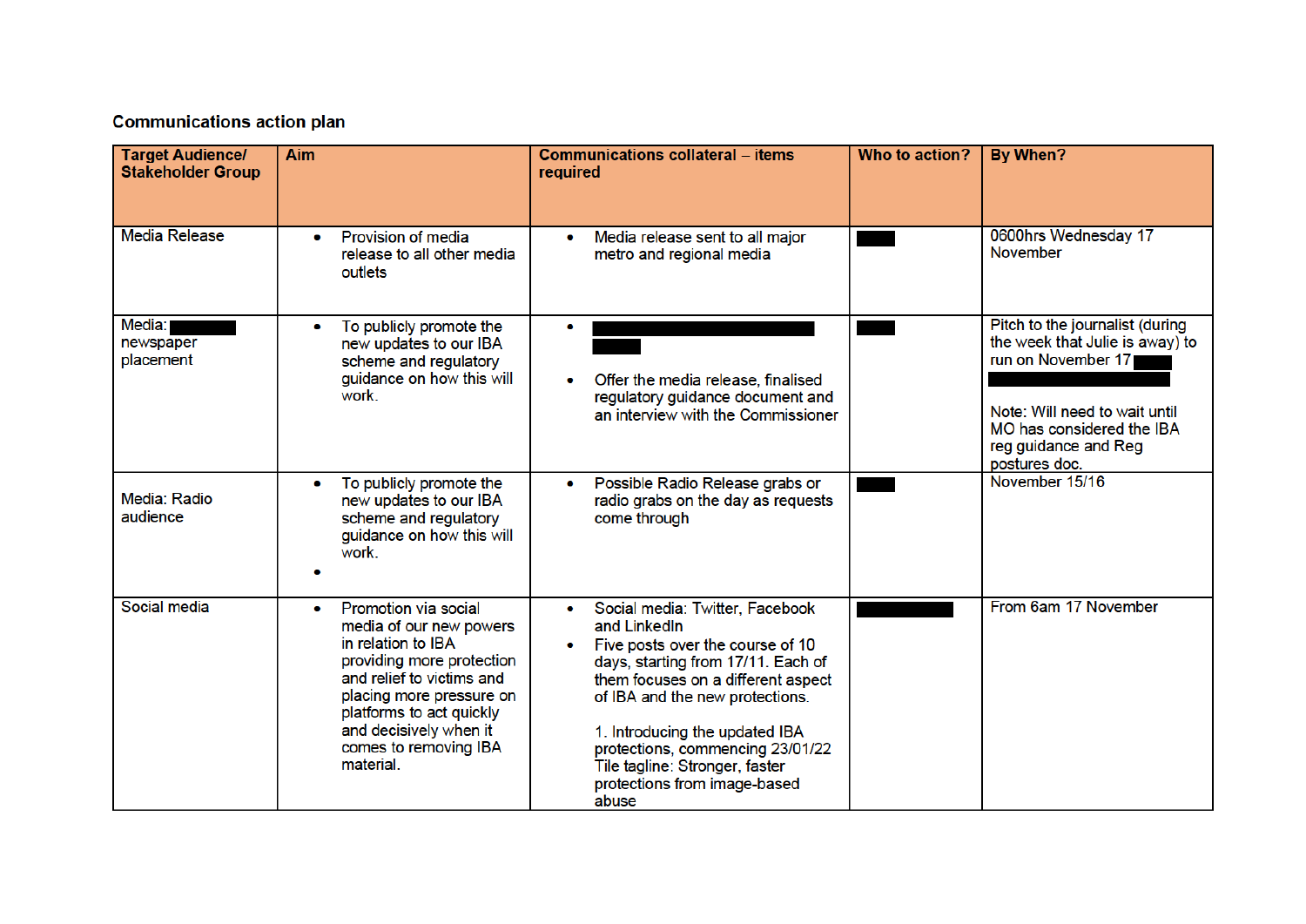**Communications action plan**

| Target Audience/ Stakeholder Group | Aim | Communications collateral – items required | Who to action? | By When? |
|---|---|---|---|---|
| Media Release | • Provision of media release to all other media outlets | • Media release sent to all major metro and regional media | | 0600hrs Wednesday 17 November |
| Media: newspaper placement | • To publicly promote the new updates to our IBA scheme and regulatory guidance on how this will work. | • <br>• Offer the media release, finalised regulatory guidance document and an interview with the Commissioner | | Pitch to the journalist (during the week that Julie is away) to run on November 17<br><br>Note: Will need to wait until MO has considered the IBA reg guidance and Reg postures doc. |
| Media: Radio audience | • To publicly promote the new updates to our IBA scheme and regulatory guidance on how this will work.<br>• | • Possible Radio Release grabs or radio grabs on the day as requests come through | | November 15/16 |
| Social media | • Promotion via social media of our new powers in relation to IBA providing more protection and relief to victims and placing more pressure on platforms to act quickly and decisively when it comes to removing IBA material. | • Social media: Twitter, Facebook and LinkedIn<br>• Five posts over the course of 10 days, starting from 17/11. Each of them focuses on a different aspect of IBA and the new protections.<br><br>1. Introducing the updated IBA protections, commencing 23/01/22 Tile tagline: Stronger, faster protections from image-based abuse | | From 6am 17 November |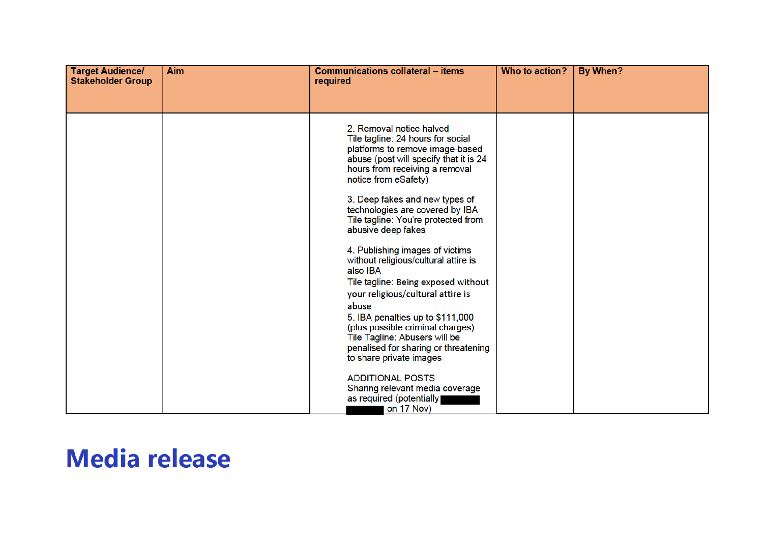| Target Audience/ Stakeholder Group | Aim | Communications collateral – items required | Who to action? | By When? |
|---|---|---|---|---|
| | | 2. Removal notice halved<br>Tile tagline: 24 hours for social platforms to remove image-based abuse (post will specify that it is 24 hours from receiving a removal notice from eSafety)<br><br>3. Deep fakes and new types of technologies are covered by IBA<br>Tile tagline: You're protected from abusive deep fakes<br><br>4. Publishing images of victims without religious/cultural attire is also IBA<br>Tile tagline: Being exposed without your religious/cultural attire is abuse<br>5. IBA penalties up to $111,000 (plus possible criminal charges)<br>Tile Tagline: Abusers will be penalised for sharing or threatening to share private images<br><br>ADDITIONAL POSTS<br>Sharing relevant media coverage as required (potentially ██████ ██████ on 17 Nov) | | |

# Media release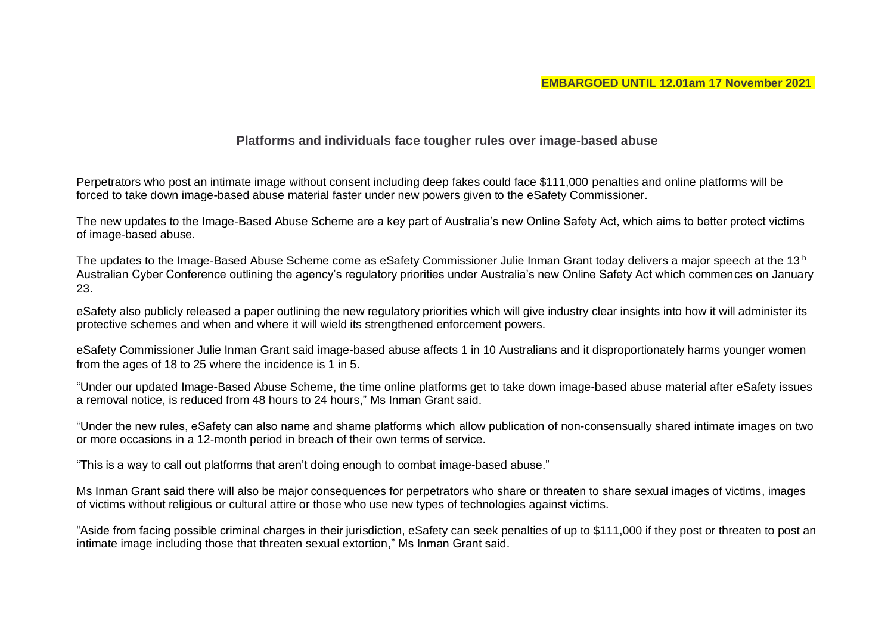**EMBARGOED UNTIL 12.01am 17 November 2021**

## Platforms and individuals face tougher rules over image-based abuse

Perpetrators who post an intimate image without consent including deep fakes could face $111,000 penalties and online platforms will be forced to take down image-based abuse material faster under new powers given to the eSafety Commissioner.

The new updates to the Image-Based Abuse Scheme are a key part of Australia's new Online Safety Act, which aims to better protect victims of image-based abuse.

The updates to the Image-Based Abuse Scheme come as eSafety Commissioner Julie Inman Grant today delivers a major speech at the 13 h Australian Cyber Conference outlining the agency's regulatory priorities under Australia's new Online Safety Act which commences on January 23.

eSafety also publicly released a paper outlining the new regulatory priorities which will give industry clear insights into how it will administer its protective schemes and when and where it will wield its strengthened enforcement powers.

eSafety Commissioner Julie Inman Grant said image-based abuse affects 1 in 10 Australians and it disproportionately harms younger women from the ages of 18 to 25 where the incidence is 1 in 5.

"Under our updated Image-Based Abuse Scheme, the time online platforms get to take down image-based abuse material after eSafety issues a removal notice, is reduced from 48 hours to 24 hours," Ms Inman Grant said.

"Under the new rules, eSafety can also name and shame platforms which allow publication of non-consensually shared intimate images on two or more occasions in a 12-month period in breach of their own terms of service.

"This is a way to call out platforms that aren't doing enough to combat image-based abuse."

Ms Inman Grant said there will also be major consequences for perpetrators who share or threaten to share sexual images of victims, images of victims without religious or cultural attire or those who use new types of technologies against victims.

"Aside from facing possible criminal charges in their jurisdiction, eSafety can seek penalties of up to $111,000 if they post or threaten to post an intimate image including those that threaten sexual extortion," Ms Inman Grant said.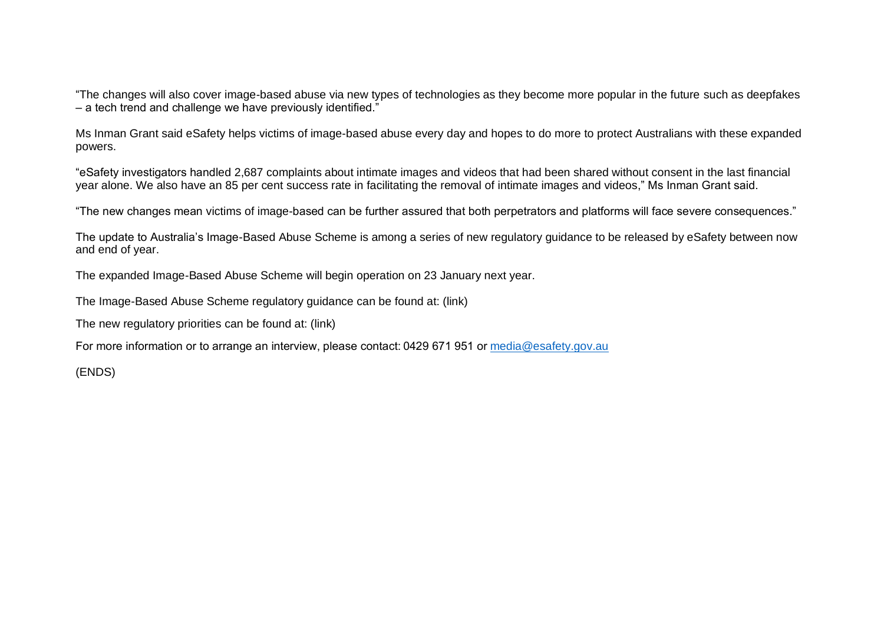"The changes will also cover image-based abuse via new types of technologies as they become more popular in the future such as deepfakes – a tech trend and challenge we have previously identified."

Ms Inman Grant said eSafety helps victims of image-based abuse every day and hopes to do more to protect Australians with these expanded powers.

"eSafety investigators handled 2,687 complaints about intimate images and videos that had been shared without consent in the last financial year alone. We also have an 85 per cent success rate in facilitating the removal of intimate images and videos," Ms Inman Grant said.

"The new changes mean victims of image-based can be further assured that both perpetrators and platforms will face severe consequences."

The update to Australia's Image-Based Abuse Scheme is among a series of new regulatory guidance to be released by eSafety between now and end of year.

The expanded Image-Based Abuse Scheme will begin operation on 23 January next year.

The Image-Based Abuse Scheme regulatory guidance can be found at: (link)

The new regulatory priorities can be found at: (link)

For more information or to arrange an interview, please contact: 0429 671 951 or [media@esafety.gov.au](mailto:media@esafety.gov.au)

(ENDS)